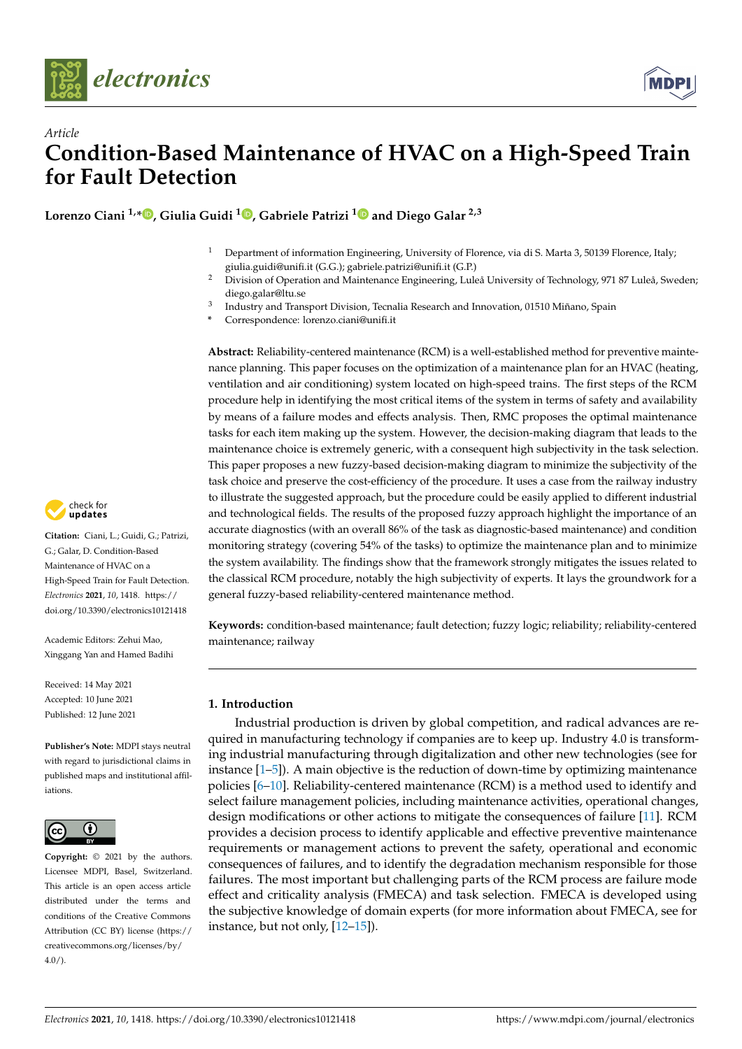*Article*

# Condition-Based Maintenance of HVAC on a High-Speed Train for Fault Detection

**Lorenzo Ciani [1,*], Giulia Guidi [1], Gabriele Patrizi [1] and Diego Galar [2,3]**

[1] Department of information Engineering, University of Florence, via di S. Marta 3, 50139 Florence, Italy; giulia.guidi@unifi.it (G.G.); gabriele.patrizi@unifi.it (G.P.)

[2] Division of Operation and Maintenance Engineering, Luleå University of Technology, 971 87 Luleå, Sweden; diego.galar@ltu.se

[3] Industry and Transport Division, Tecnalia Research and Innovation, 01510 Miñano, Spain

[*] Correspondence: lorenzo.ciani@unifi.it

**Citation:** Ciani, L.; Guidi, G.; Patrizi, G.; Galar, D. Condition-Based Maintenance of HVAC on a High-Speed Train for Fault Detection. *Electronics* **2021**, *10*, 1418. https://doi.org/10.3390/electronics10121418

Academic Editors: Zehui Mao, Xinggang Yan and Hamed Badihi

Received: 14 May 2021
Accepted: 10 June 2021
Published: 12 June 2021

**Publisher's Note:** MDPI stays neutral with regard to jurisdictional claims in published maps and institutional affiliations.

**Copyright:** © 2021 by the authors. Licensee MDPI, Basel, Switzerland. This article is an open access article distributed under the terms and conditions of the Creative Commons Attribution (CC BY) license (https://creativecommons.org/licenses/by/4.0/).

**Abstract:** Reliability-centered maintenance (RCM) is a well-established method for preventive maintenance planning. This paper focuses on the optimization of a maintenance plan for an HVAC (heating, ventilation and air conditioning) system located on high-speed trains. The first steps of the RCM procedure help in identifying the most critical items of the system in terms of safety and availability by means of a failure modes and effects analysis. Then, RMC proposes the optimal maintenance tasks for each item making up the system. However, the decision-making diagram that leads to the maintenance choice is extremely generic, with a consequent high subjectivity in the task selection. This paper proposes a new fuzzy-based decision-making diagram to minimize the subjectivity of the task choice and preserve the cost-efficiency of the procedure. It uses a case from the railway industry to illustrate the suggested approach, but the procedure could be easily applied to different industrial and technological fields. The results of the proposed fuzzy approach highlight the importance of an accurate diagnostics (with an overall 86% of the task as diagnostic-based maintenance) and condition monitoring strategy (covering 54% of the tasks) to optimize the maintenance plan and to minimize the system availability. The findings show that the framework strongly mitigates the issues related to the classical RCM procedure, notably the high subjectivity of experts. It lays the groundwork for a general fuzzy-based reliability-centered maintenance method.

**Keywords:** condition-based maintenance; fault detection; fuzzy logic; reliability; reliability-centered maintenance; railway

## 1. Introduction

Industrial production is driven by global competition, and radical advances are required in manufacturing technology if companies are to keep up. Industry 4.0 is transforming industrial manufacturing through digitalization and other new technologies (see for instance [1–5]). A main objective is the reduction of down-time by optimizing maintenance policies [6–10]. Reliability-centered maintenance (RCM) is a method used to identify and select failure management policies, including maintenance activities, operational changes, design modifications or other actions to mitigate the consequences of failure [11]. RCM provides a decision process to identify applicable and effective preventive maintenance requirements or management actions to prevent the safety, operational and economic consequences of failures, and to identify the degradation mechanism responsible for those failures. The most important but challenging parts of the RCM process are failure mode effect and criticality analysis (FMECA) and task selection. FMECA is developed using the subjective knowledge of domain experts (for more information about FMECA, see for instance, but not only, [12–15]).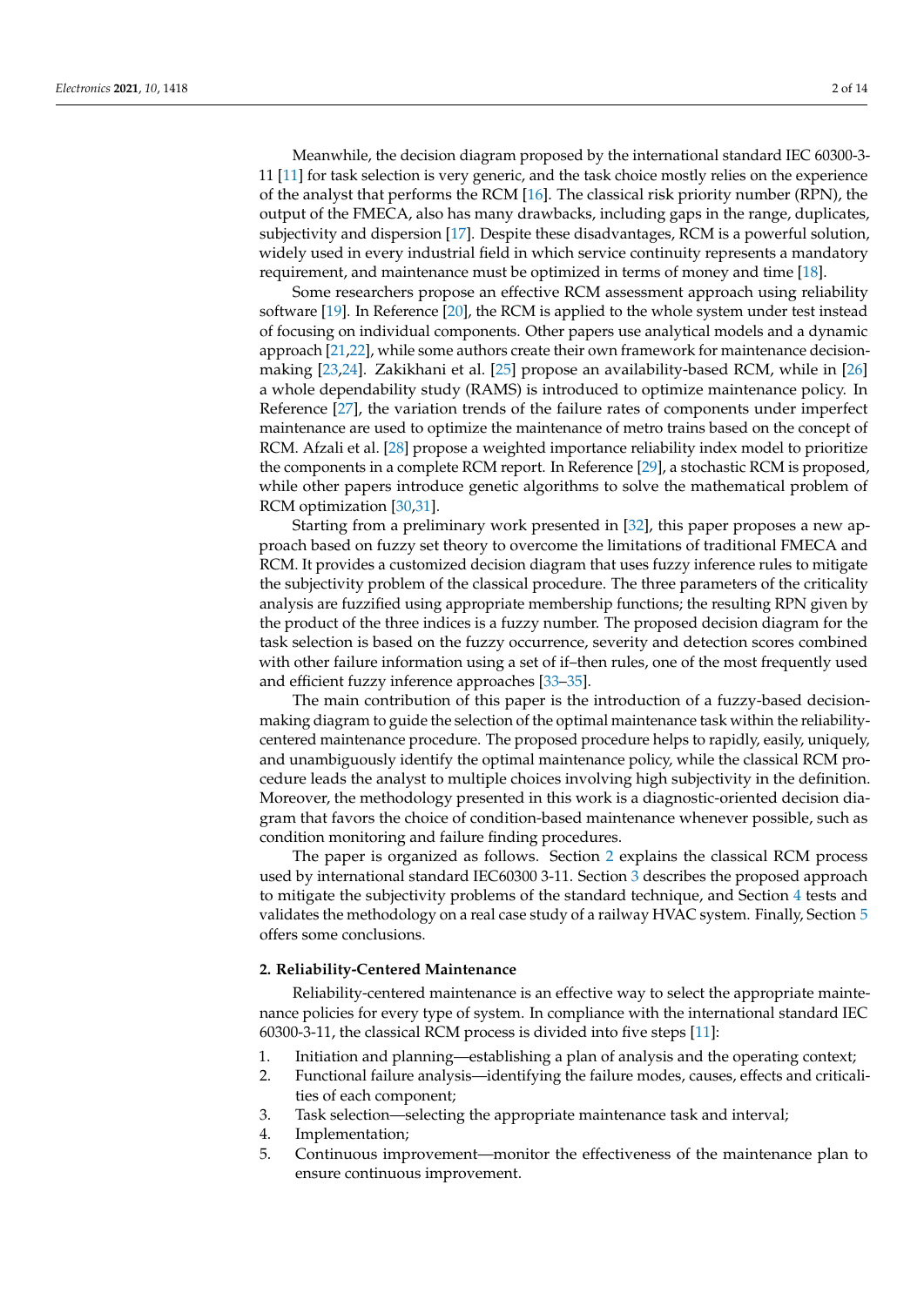Meanwhile, the decision diagram proposed by the international standard IEC 60300-3-11 [11] for task selection is very generic, and the task choice mostly relies on the experience of the analyst that performs the RCM [16]. The classical risk priority number (RPN), the output of the FMECA, also has many drawbacks, including gaps in the range, duplicates, subjectivity and dispersion [17]. Despite these disadvantages, RCM is a powerful solution, widely used in every industrial field in which service continuity represents a mandatory requirement, and maintenance must be optimized in terms of money and time [18].

Some researchers propose an effective RCM assessment approach using reliability software [19]. In Reference [20], the RCM is applied to the whole system under test instead of focusing on individual components. Other papers use analytical models and a dynamic approach [21,22], while some authors create their own framework for maintenance decision-making [23,24]. Zakikhani et al. [25] propose an availability-based RCM, while in [26] a whole dependability study (RAMS) is introduced to optimize maintenance policy. In Reference [27], the variation trends of the failure rates of components under imperfect maintenance are used to optimize the maintenance of metro trains based on the concept of RCM. Afzali et al. [28] propose a weighted importance reliability index model to prioritize the components in a complete RCM report. In Reference [29], a stochastic RCM is proposed, while other papers introduce genetic algorithms to solve the mathematical problem of RCM optimization [30,31].

Starting from a preliminary work presented in [32], this paper proposes a new approach based on fuzzy set theory to overcome the limitations of traditional FMECA and RCM. It provides a customized decision diagram that uses fuzzy inference rules to mitigate the subjectivity problem of the classical procedure. The three parameters of the criticality analysis are fuzzified using appropriate membership functions; the resulting RPN given by the product of the three indices is a fuzzy number. The proposed decision diagram for the task selection is based on the fuzzy occurrence, severity and detection scores combined with other failure information using a set of if–then rules, one of the most frequently used and efficient fuzzy inference approaches [33–35].

The main contribution of this paper is the introduction of a fuzzy-based decision-making diagram to guide the selection of the optimal maintenance task within the reliability-centered maintenance procedure. The proposed procedure helps to rapidly, easily, uniquely, and unambiguously identify the optimal maintenance policy, while the classical RCM procedure leads the analyst to multiple choices involving high subjectivity in the definition. Moreover, the methodology presented in this work is a diagnostic-oriented decision diagram that favors the choice of condition-based maintenance whenever possible, such as condition monitoring and failure finding procedures.

The paper is organized as follows. Section 2 explains the classical RCM process used by international standard IEC60300 3-11. Section 3 describes the proposed approach to mitigate the subjectivity problems of the standard technique, and Section 4 tests and validates the methodology on a real case study of a railway HVAC system. Finally, Section 5 offers some conclusions.

## 2. Reliability-Centered Maintenance

Reliability-centered maintenance is an effective way to select the appropriate maintenance policies for every type of system. In compliance with the international standard IEC 60300-3-11, the classical RCM process is divided into five steps [11]:

1. Initiation and planning—establishing a plan of analysis and the operating context;
2. Functional failure analysis—identifying the failure modes, causes, effects and criticalities of each component;
3. Task selection—selecting the appropriate maintenance task and interval;
4. Implementation;
5. Continuous improvement—monitor the effectiveness of the maintenance plan to ensure continuous improvement.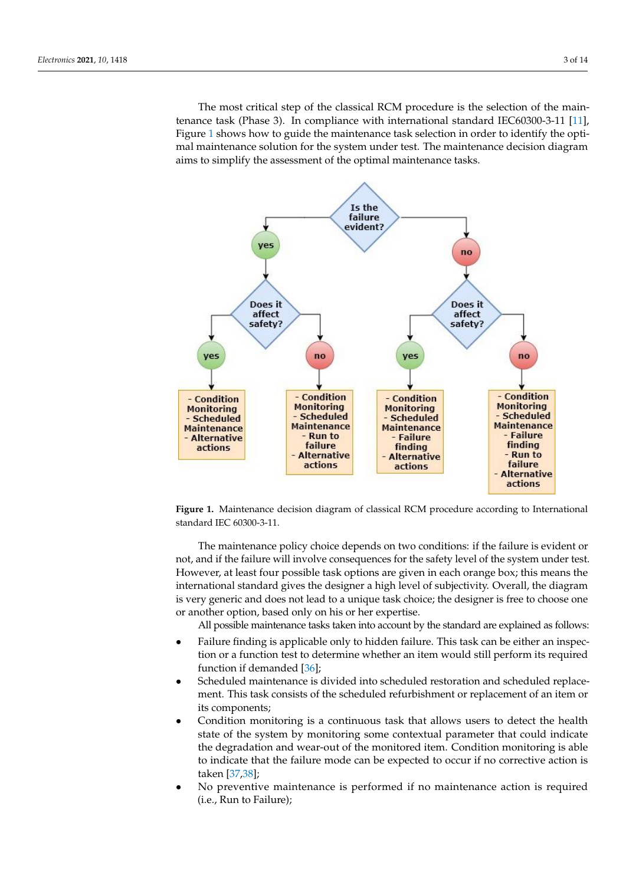The most critical step of the classical RCM procedure is the selection of the maintenance task (Phase 3). In compliance with international standard IEC60300-3-11 [11], Figure 1 shows how to guide the maintenance task selection in order to identify the optimal maintenance solution for the system under test. The maintenance decision diagram aims to simplify the assessment of the optimal maintenance tasks.

Figure 1. Maintenance decision diagram of classical RCM procedure according to International standard IEC 60300-3-11.

The maintenance policy choice depends on two conditions: if the failure is evident or not, and if the failure will involve consequences for the safety level of the system under test. However, at least four possible task options are given in each orange box; this means the international standard gives the designer a high level of subjectivity. Overall, the diagram is very generic and does not lead to a unique task choice; the designer is free to choose one or another option, based only on his or her expertise.

All possible maintenance tasks taken into account by the standard are explained as follows:

- Failure finding is applicable only to hidden failure. This task can be either an inspection or a function test to determine whether an item would still perform its required function if demanded [36];
- Scheduled maintenance is divided into scheduled restoration and scheduled replacement. This task consists of the scheduled refurbishment or replacement of an item or its components;
- Condition monitoring is a continuous task that allows users to detect the health state of the system by monitoring some contextual parameter that could indicate the degradation and wear-out of the monitored item. Condition monitoring is able to indicate that the failure mode can be expected to occur if no corrective action is taken [37,38];
- No preventive maintenance is performed if no maintenance action is required (i.e., Run to Failure);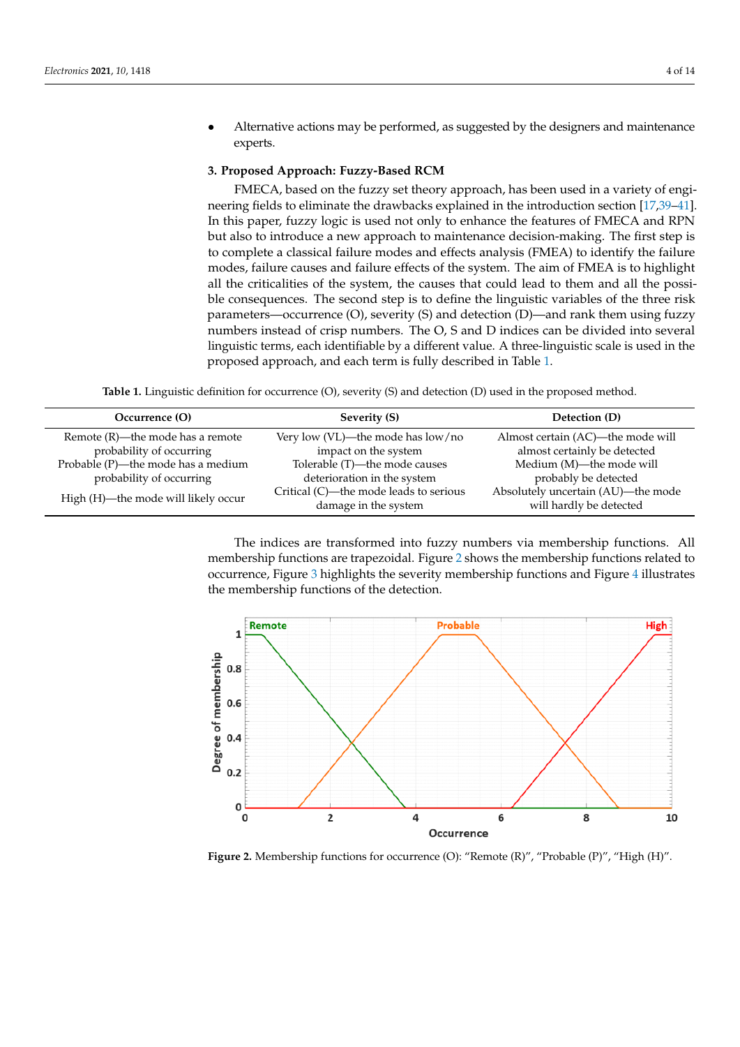- Alternative actions may be performed, as suggested by the designers and maintenance experts.

## 3. Proposed Approach: Fuzzy-Based RCM

FMECA, based on the fuzzy set theory approach, has been used in a variety of engineering fields to eliminate the drawbacks explained in the introduction section [17,39–41]. In this paper, fuzzy logic is used not only to enhance the features of FMECA and RPN but also to introduce a new approach to maintenance decision-making. The first step is to complete a classical failure modes and effects analysis (FMEA) to identify the failure modes, failure causes and failure effects of the system. The aim of FMEA is to highlight all the criticalities of the system, the causes that could lead to them and all the possible consequences. The second step is to define the linguistic variables of the three risk parameters—occurrence (O), severity (S) and detection (D)—and rank them using fuzzy numbers instead of crisp numbers. The O, S and D indices can be divided into several linguistic terms, each identifiable by a different value. A three-linguistic scale is used in the proposed approach, and each term is fully described in Table 1.

**Table 1.** Linguistic definition for occurrence (O), severity (S) and detection (D) used in the proposed method.

| Occurrence (O) | Severity (S) | Detection (D) |
|---|---|---|
| Remote (R)—the mode has a remote probability of occurring | Very low (VL)—the mode has low/no impact on the system | Almost certain (AC)—the mode will almost certainly be detected |
| Probable (P)—the mode has a medium probability of occurring | Tolerable (T)—the mode causes deterioration in the system | Medium (M)—the mode will probably be detected |
| High (H)—the mode will likely occur | Critical (C)—the mode leads to serious damage in the system | Absolutely uncertain (AU)—the mode will hardly be detected |

The indices are transformed into fuzzy numbers via membership functions. All membership functions are trapezoidal. Figure 2 shows the membership functions related to occurrence, Figure 3 highlights the severity membership functions and Figure 4 illustrates the membership functions of the detection.

**Figure 2.** Membership functions for occurrence (O): "Remote (R)", "Probable (P)", "High (H)".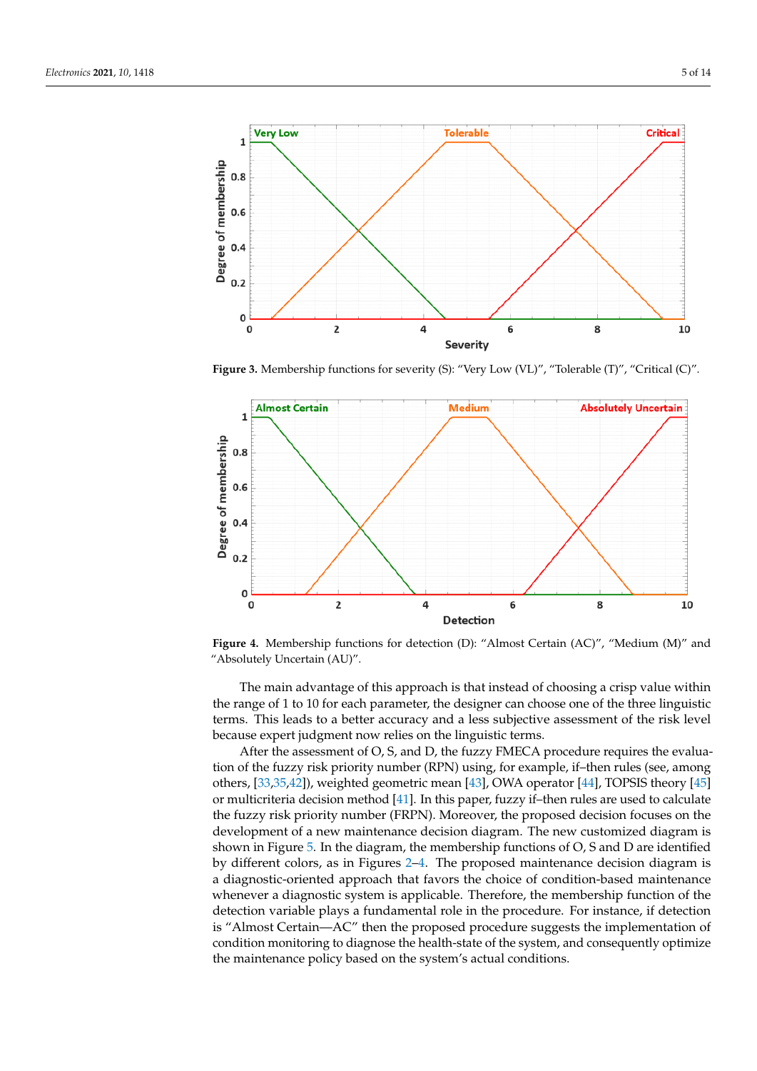**Figure 3.** Membership functions for severity (S): "Very Low (VL)", "Tolerable (T)", "Critical (C)".

**Figure 4.** Membership functions for detection (D): "Almost Certain (AC)", "Medium (M)" and "Absolutely Uncertain (AU)".

The main advantage of this approach is that instead of choosing a crisp value within the range of 1 to 10 for each parameter, the designer can choose one of the three linguistic terms. This leads to a better accuracy and a less subjective assessment of the risk level because expert judgment now relies on the linguistic terms.

After the assessment of O, S, and D, the fuzzy FMECA procedure requires the evaluation of the fuzzy risk priority number (RPN) using, for example, if–then rules (see, among others, [33,35,42]), weighted geometric mean [43], OWA operator [44], TOPSIS theory [45] or multicriteria decision method [41]. In this paper, fuzzy if–then rules are used to calculate the fuzzy risk priority number (FRPN). Moreover, the proposed decision focuses on the development of a new maintenance decision diagram. The new customized diagram is shown in Figure 5. In the diagram, the membership functions of O, S and D are identified by different colors, as in Figures 2–4. The proposed maintenance decision diagram is a diagnostic-oriented approach that favors the choice of condition-based maintenance whenever a diagnostic system is applicable. Therefore, the membership function of the detection variable plays a fundamental role in the procedure. For instance, if detection is "Almost Certain—AC" then the proposed procedure suggests the implementation of condition monitoring to diagnose the health-state of the system, and consequently optimize the maintenance policy based on the system's actual conditions.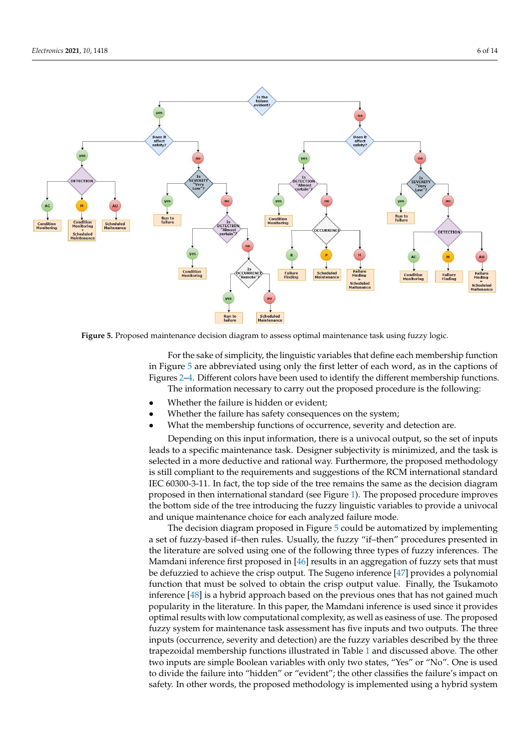Figure 5. Proposed maintenance decision diagram to assess optimal maintenance task using fuzzy logic.

For the sake of simplicity, the linguistic variables that define each membership function in Figure 5 are abbreviated using only the first letter of each word, as in the captions of Figures 2–4. Different colors have been used to identify the different membership functions.

The information necessary to carry out the proposed procedure is the following:

- Whether the failure is hidden or evident;
- Whether the failure has safety consequences on the system;
- What the membership functions of occurrence, severity and detection are.

Depending on this input information, there is a univocal output, so the set of inputs leads to a specific maintenance task. Designer subjectivity is minimized, and the task is selected in a more deductive and rational way. Furthermore, the proposed methodology is still compliant to the requirements and suggestions of the RCM international standard IEC 60300-3-11. In fact, the top side of the tree remains the same as the decision diagram proposed in then international standard (see Figure 1). The proposed procedure improves the bottom side of the tree introducing the fuzzy linguistic variables to provide a univocal and unique maintenance choice for each analyzed failure mode.

The decision diagram proposed in Figure 5 could be automatized by implementing a set of fuzzy-based if–then rules. Usually, the fuzzy "if–then" procedures presented in the literature are solved using one of the following three types of fuzzy inferences. The Mamdani inference first proposed in [46] results in an aggregation of fuzzy sets that must be defuzzied to achieve the crisp output. The Sugeno inference [47] provides a polynomial function that must be solved to obtain the crisp output value. Finally, the Tsukamoto inference [48] is a hybrid approach based on the previous ones that has not gained much popularity in the literature. In this paper, the Mamdani inference is used since it provides optimal results with low computational complexity, as well as easiness of use. The proposed fuzzy system for maintenance task assessment has five inputs and two outputs. The three inputs (occurrence, severity and detection) are the fuzzy variables described by the three trapezoidal membership functions illustrated in Table 1 and discussed above. The other two inputs are simple Boolean variables with only two states, "Yes" or "No". One is used to divide the failure into "hidden" or "evident"; the other classifies the failure's impact on safety. In other words, the proposed methodology is implemented using a hybrid system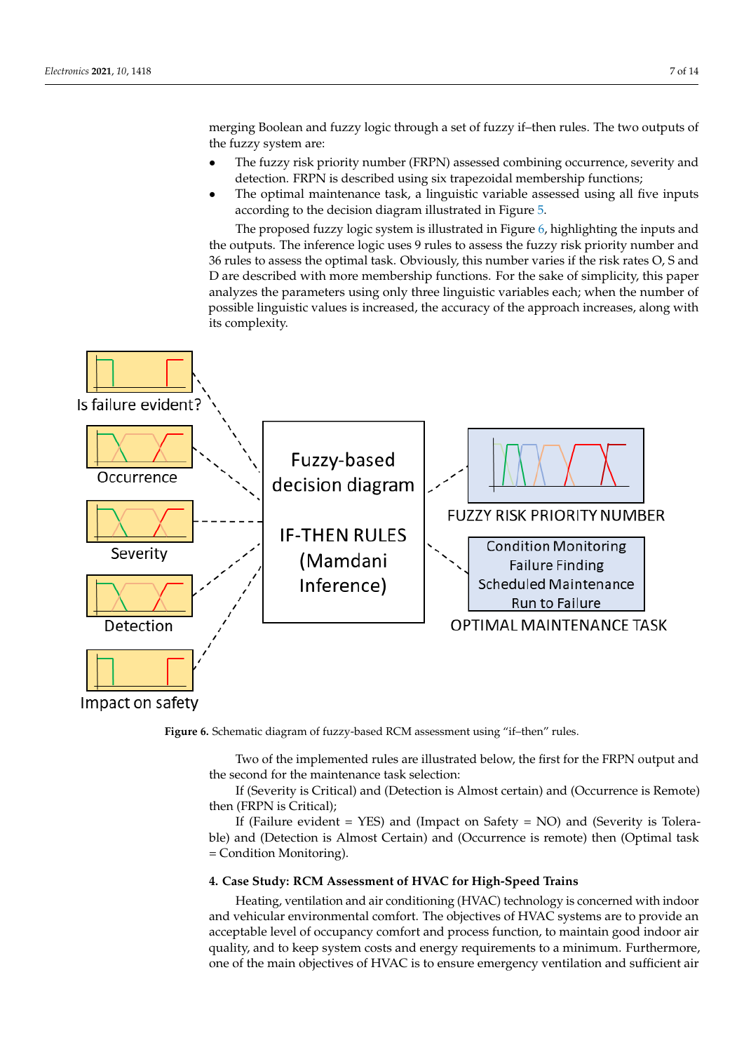merging Boolean and fuzzy logic through a set of fuzzy if–then rules. The two outputs of the fuzzy system are:

- The fuzzy risk priority number (FRPN) assessed combining occurrence, severity and detection. FRPN is described using six trapezoidal membership functions;
- The optimal maintenance task, a linguistic variable assessed using all five inputs according to the decision diagram illustrated in Figure 5.

The proposed fuzzy logic system is illustrated in Figure 6, highlighting the inputs and the outputs. The inference logic uses 9 rules to assess the fuzzy risk priority number and 36 rules to assess the optimal task. Obviously, this number varies if the risk rates O, S and D are described with more membership functions. For the sake of simplicity, this paper analyzes the parameters using only three linguistic variables each; when the number of possible linguistic values is increased, the accuracy of the approach increases, along with its complexity.

**Figure 6.** Schematic diagram of fuzzy-based RCM assessment using "if–then" rules.

Two of the implemented rules are illustrated below, the first for the FRPN output and the second for the maintenance task selection:

If (Severity is Critical) and (Detection is Almost certain) and (Occurrence is Remote) then (FRPN is Critical);

If (Failure evident = YES) and (Impact on Safety = NO) and (Severity is Tolerable) and (Detection is Almost Certain) and (Occurrence is remote) then (Optimal task = Condition Monitoring).

## 4. Case Study: RCM Assessment of HVAC for High-Speed Trains

Heating, ventilation and air conditioning (HVAC) technology is concerned with indoor and vehicular environmental comfort. The objectives of HVAC systems are to provide an acceptable level of occupancy comfort and process function, to maintain good indoor air quality, and to keep system costs and energy requirements to a minimum. Furthermore, one of the main objectives of HVAC is to ensure emergency ventilation and sufficient air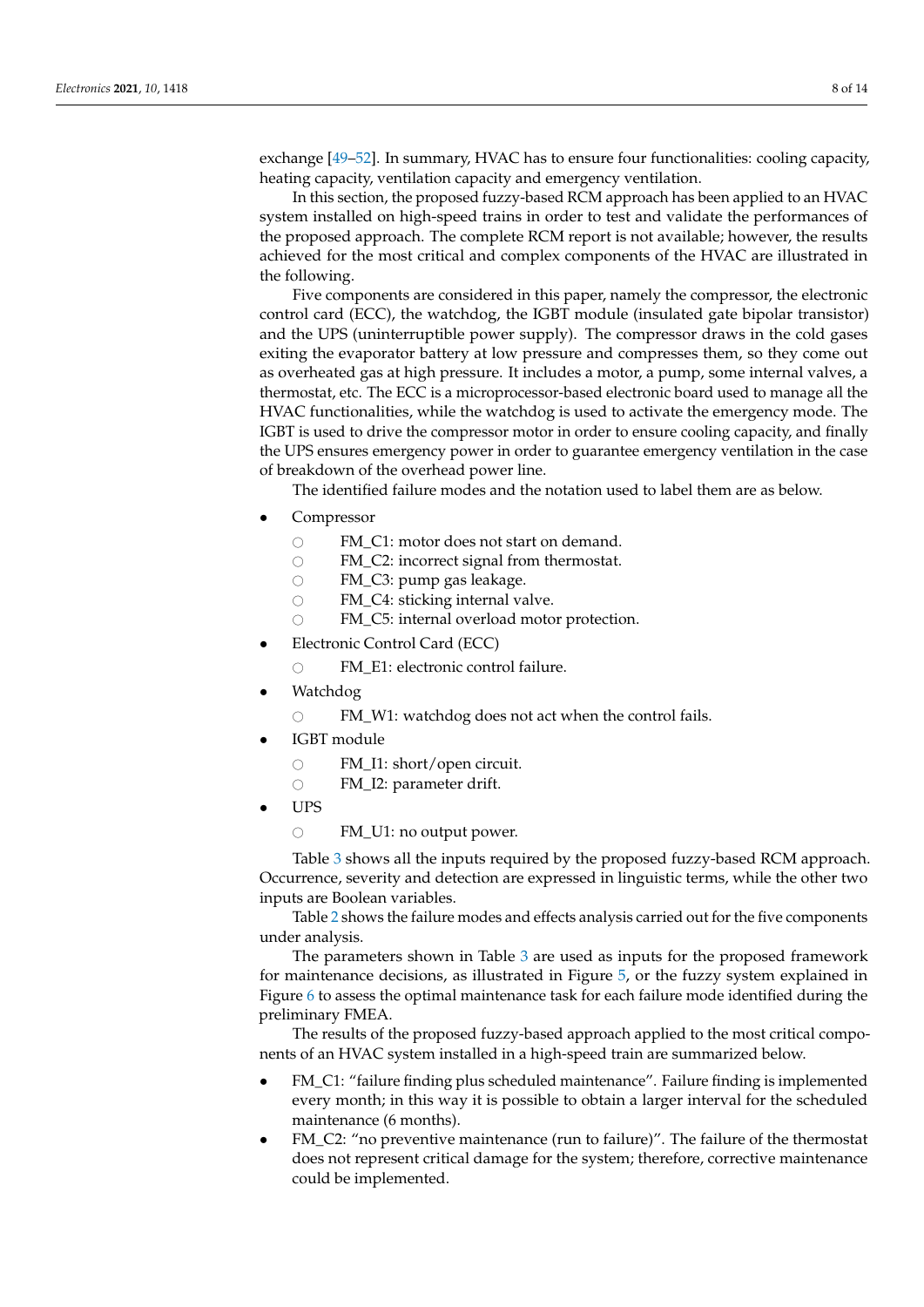exchange [49–52]. In summary, HVAC has to ensure four functionalities: cooling capacity, heating capacity, ventilation capacity and emergency ventilation.

In this section, the proposed fuzzy-based RCM approach has been applied to an HVAC system installed on high-speed trains in order to test and validate the performances of the proposed approach. The complete RCM report is not available; however, the results achieved for the most critical and complex components of the HVAC are illustrated in the following.

Five components are considered in this paper, namely the compressor, the electronic control card (ECC), the watchdog, the IGBT module (insulated gate bipolar transistor) and the UPS (uninterruptible power supply). The compressor draws in the cold gases exiting the evaporator battery at low pressure and compresses them, so they come out as overheated gas at high pressure. It includes a motor, a pump, some internal valves, a thermostat, etc. The ECC is a microprocessor-based electronic board used to manage all the HVAC functionalities, while the watchdog is used to activate the emergency mode. The IGBT is used to drive the compressor motor in order to ensure cooling capacity, and finally the UPS ensures emergency power in order to guarantee emergency ventilation in the case of breakdown of the overhead power line.

The identified failure modes and the notation used to label them are as below.

- Compressor
  - FM_C1: motor does not start on demand.
  - FM_C2: incorrect signal from thermostat.
  - FM_C3: pump gas leakage.
  - FM_C4: sticking internal valve.
  - FM_C5: internal overload motor protection.
- Electronic Control Card (ECC)
  - FM_E1: electronic control failure.
- Watchdog
  - FM_W1: watchdog does not act when the control fails.
- IGBT module
  - FM_I1: short/open circuit.
  - FM_I2: parameter drift.
- UPS
  - FM_U1: no output power.

Table 3 shows all the inputs required by the proposed fuzzy-based RCM approach. Occurrence, severity and detection are expressed in linguistic terms, while the other two inputs are Boolean variables.

Table 2 shows the failure modes and effects analysis carried out for the five components under analysis.

The parameters shown in Table 3 are used as inputs for the proposed framework for maintenance decisions, as illustrated in Figure 5, or the fuzzy system explained in Figure 6 to assess the optimal maintenance task for each failure mode identified during the preliminary FMEA.

The results of the proposed fuzzy-based approach applied to the most critical components of an HVAC system installed in a high-speed train are summarized below.

- FM_C1: "failure finding plus scheduled maintenance". Failure finding is implemented every month; in this way it is possible to obtain a larger interval for the scheduled maintenance (6 months).
- FM_C2: "no preventive maintenance (run to failure)". The failure of the thermostat does not represent critical damage for the system; therefore, corrective maintenance could be implemented.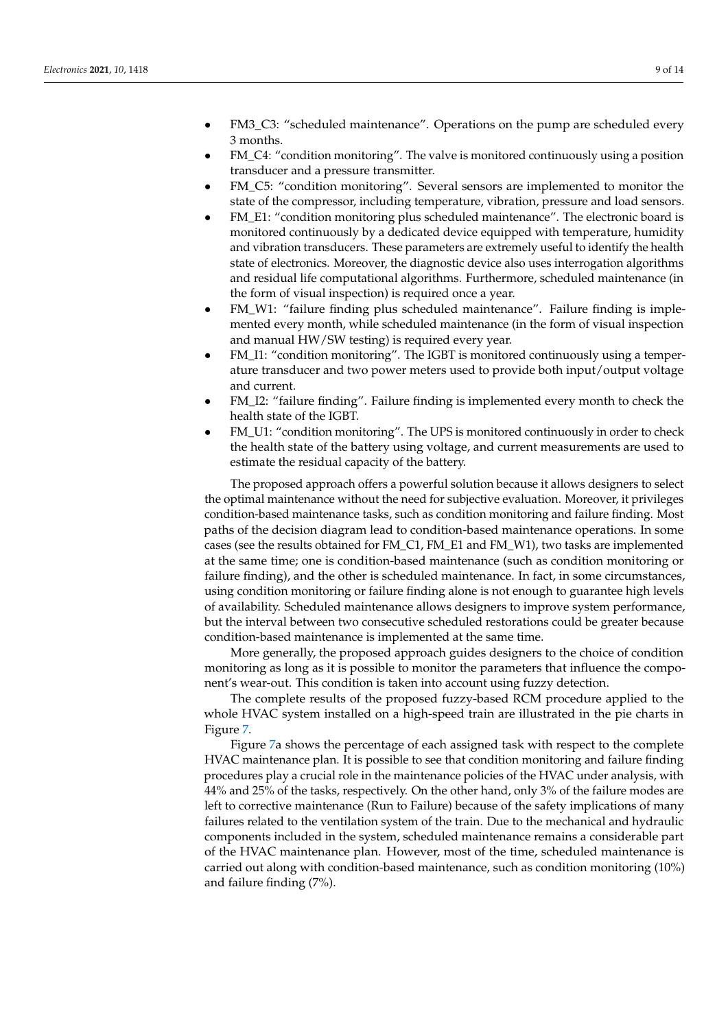- FM3_C3: "scheduled maintenance". Operations on the pump are scheduled every 3 months.
- FM_C4: "condition monitoring". The valve is monitored continuously using a position transducer and a pressure transmitter.
- FM_C5: "condition monitoring". Several sensors are implemented to monitor the state of the compressor, including temperature, vibration, pressure and load sensors.
- FM_E1: "condition monitoring plus scheduled maintenance". The electronic board is monitored continuously by a dedicated device equipped with temperature, humidity and vibration transducers. These parameters are extremely useful to identify the health state of electronics. Moreover, the diagnostic device also uses interrogation algorithms and residual life computational algorithms. Furthermore, scheduled maintenance (in the form of visual inspection) is required once a year.
- FM_W1: "failure finding plus scheduled maintenance". Failure finding is implemented every month, while scheduled maintenance (in the form of visual inspection and manual HW/SW testing) is required every year.
- FM_I1: "condition monitoring". The IGBT is monitored continuously using a temperature transducer and two power meters used to provide both input/output voltage and current.
- FM_I2: "failure finding". Failure finding is implemented every month to check the health state of the IGBT.
- FM_U1: "condition monitoring". The UPS is monitored continuously in order to check the health state of the battery using voltage, and current measurements are used to estimate the residual capacity of the battery.

The proposed approach offers a powerful solution because it allows designers to select the optimal maintenance without the need for subjective evaluation. Moreover, it privileges condition-based maintenance tasks, such as condition monitoring and failure finding. Most paths of the decision diagram lead to condition-based maintenance operations. In some cases (see the results obtained for FM_C1, FM_E1 and FM_W1), two tasks are implemented at the same time; one is condition-based maintenance (such as condition monitoring or failure finding), and the other is scheduled maintenance. In fact, in some circumstances, using condition monitoring or failure finding alone is not enough to guarantee high levels of availability. Scheduled maintenance allows designers to improve system performance, but the interval between two consecutive scheduled restorations could be greater because condition-based maintenance is implemented at the same time.

More generally, the proposed approach guides designers to the choice of condition monitoring as long as it is possible to monitor the parameters that influence the component's wear-out. This condition is taken into account using fuzzy detection.

The complete results of the proposed fuzzy-based RCM procedure applied to the whole HVAC system installed on a high-speed train are illustrated in the pie charts in Figure 7.

Figure 7a shows the percentage of each assigned task with respect to the complete HVAC maintenance plan. It is possible to see that condition monitoring and failure finding procedures play a crucial role in the maintenance policies of the HVAC under analysis, with 44% and 25% of the tasks, respectively. On the other hand, only 3% of the failure modes are left to corrective maintenance (Run to Failure) because of the safety implications of many failures related to the ventilation system of the train. Due to the mechanical and hydraulic components included in the system, scheduled maintenance remains a considerable part of the HVAC maintenance plan. However, most of the time, scheduled maintenance is carried out along with condition-based maintenance, such as condition monitoring (10%) and failure finding (7%).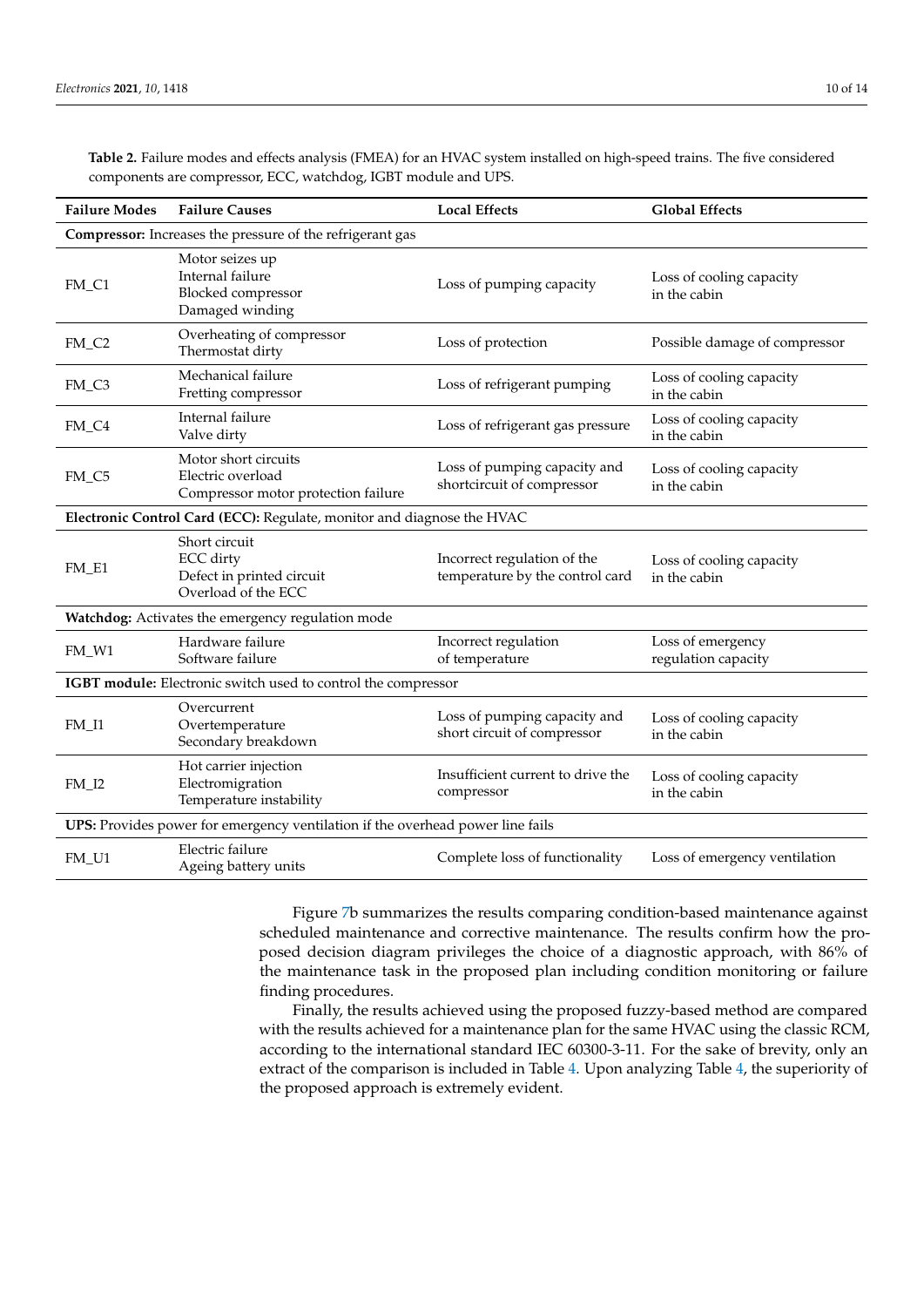**Table 2.** Failure modes and effects analysis (FMEA) for an HVAC system installed on high-speed trains. The five considered components are compressor, ECC, watchdog, IGBT module and UPS.

| Failure Modes | Failure Causes | Local Effects | Global Effects |
|---|---|---|---|
| **Compressor:** Increases the pressure of the refrigerant gas | | | |
| FM_C1 | Motor seizes up<br>Internal failure<br>Blocked compressor<br>Damaged winding | Loss of pumping capacity | Loss of cooling capacity in the cabin |
| FM_C2 | Overheating of compressor<br>Thermostat dirty | Loss of protection | Possible damage of compressor |
| FM_C3 | Mechanical failure<br>Fretting compressor | Loss of refrigerant pumping | Loss of cooling capacity in the cabin |
| FM_C4 | Internal failure<br>Valve dirty | Loss of refrigerant gas pressure | Loss of cooling capacity in the cabin |
| FM_C5 | Motor short circuits<br>Electric overload<br>Compressor motor protection failure | Loss of pumping capacity and shortcircuit of compressor | Loss of cooling capacity in the cabin |
| **Electronic Control Card (ECC):** Regulate, monitor and diagnose the HVAC | | | |
| FM_E1 | Short circuit<br>ECC dirty<br>Defect in printed circuit<br>Overload of the ECC | Incorrect regulation of the temperature by the control card | Loss of cooling capacity in the cabin |
| **Watchdog:** Activates the emergency regulation mode | | | |
| FM_W1 | Hardware failure<br>Software failure | Incorrect regulation of temperature | Loss of emergency regulation capacity |
| **IGBT module:** Electronic switch used to control the compressor | | | |
| FM_I1 | Overcurrent<br>Overtemperature<br>Secondary breakdown | Loss of pumping capacity and short circuit of compressor | Loss of cooling capacity in the cabin |
| FM_I2 | Hot carrier injection<br>Electromigration<br>Temperature instability | Insufficient current to drive the compressor | Loss of cooling capacity in the cabin |
| **UPS:** Provides power for emergency ventilation if the overhead power line fails | | | |
| FM_U1 | Electric failure<br>Ageing battery units | Complete loss of functionality | Loss of emergency ventilation |

Figure 7b summarizes the results comparing condition-based maintenance against scheduled maintenance and corrective maintenance. The results confirm how the proposed decision diagram privileges the choice of a diagnostic approach, with 86% of the maintenance task in the proposed plan including condition monitoring or failure finding procedures.

Finally, the results achieved using the proposed fuzzy-based method are compared with the results achieved for a maintenance plan for the same HVAC using the classic RCM, according to the international standard IEC 60300-3-11. For the sake of brevity, only an extract of the comparison is included in Table 4. Upon analyzing Table 4, the superiority of the proposed approach is extremely evident.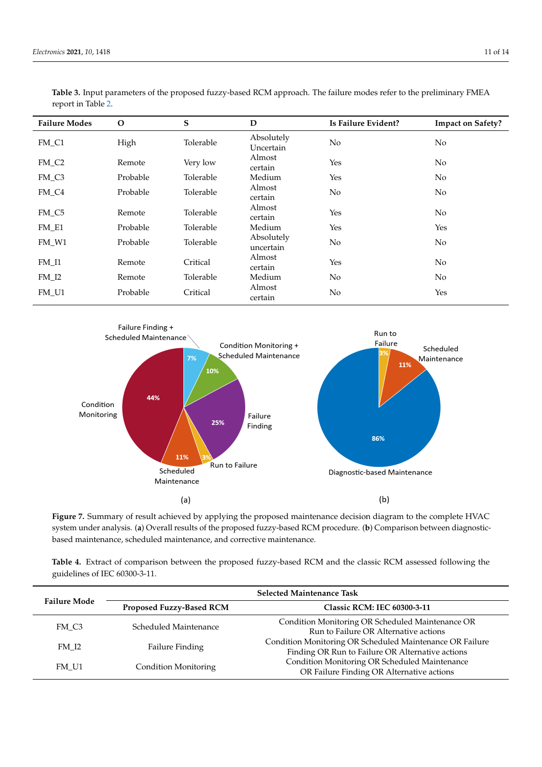**Table 3.** Input parameters of the proposed fuzzy-based RCM approach. The failure modes refer to the preliminary FMEA report in Table 2.

| Failure Modes | O | S | D | Is Failure Evident? | Impact on Safety? |
|---|---|---|---|---|---|
| FM_C1 | High | Tolerable | Absolutely Uncertain | No | No |
| FM_C2 | Remote | Very low | Almost certain | Yes | No |
| FM_C3 | Probable | Tolerable | Medium | Yes | No |
| FM_C4 | Probable | Tolerable | Almost certain | No | No |
| FM_C5 | Remote | Tolerable | Almost certain | Yes | No |
| FM_E1 | Probable | Tolerable | Medium | Yes | Yes |
| FM_W1 | Probable | Tolerable | Absolutely uncertain | No | No |
| FM_I1 | Remote | Critical | Almost certain | Yes | No |
| FM_I2 | Remote | Tolerable | Medium | No | No |
| FM_U1 | Probable | Critical | Almost certain | No | Yes |

**Figure 7.** Summary of result achieved by applying the proposed maintenance decision diagram to the complete HVAC system under analysis. (**a**) Overall results of the proposed fuzzy-based RCM procedure. (**b**) Comparison between diagnostic-based maintenance, scheduled maintenance, and corrective maintenance.

**Table 4.** Extract of comparison between the proposed fuzzy-based RCM and the classic RCM assessed following the guidelines of IEC 60300-3-11.

| Failure Mode | Selected Maintenance Task | |
|---|---|---|
| | **Proposed Fuzzy-Based RCM** | **Classic RCM: IEC 60300-3-11** |
| FM_C3 | Scheduled Maintenance | Condition Monitoring OR Scheduled Maintenance OR Run to Failure OR Alternative actions |
| FM_I2 | Failure Finding | Condition Monitoring OR Scheduled Maintenance OR Failure Finding OR Run to Failure OR Alternative actions |
| FM_U1 | Condition Monitoring | Condition Monitoring OR Scheduled Maintenance OR Failure Finding OR Alternative actions |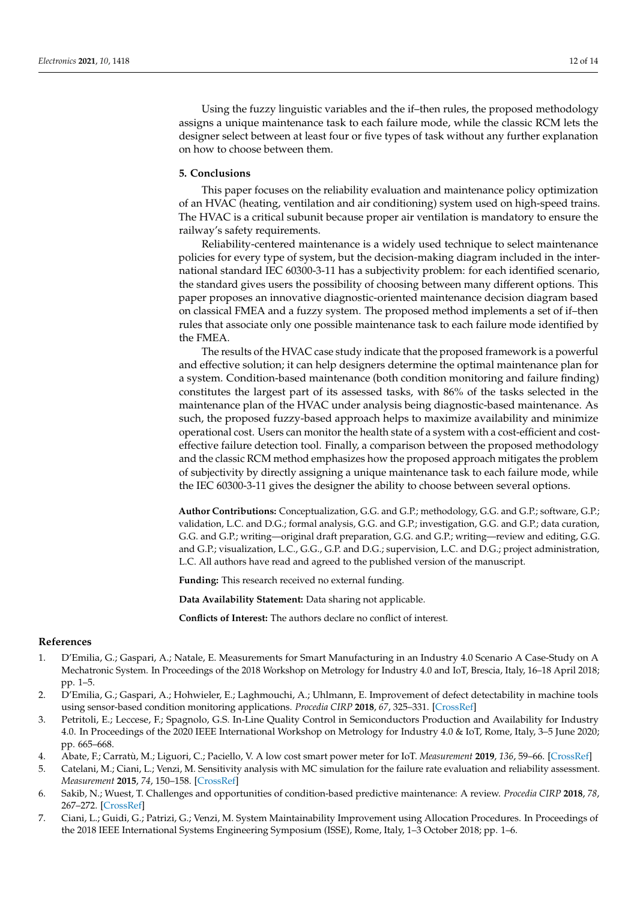Using the fuzzy linguistic variables and the if–then rules, the proposed methodology assigns a unique maintenance task to each failure mode, while the classic RCM lets the designer select between at least four or five types of task without any further explanation on how to choose between them.

## 5. Conclusions

This paper focuses on the reliability evaluation and maintenance policy optimization of an HVAC (heating, ventilation and air conditioning) system used on high-speed trains. The HVAC is a critical subunit because proper air ventilation is mandatory to ensure the railway's safety requirements.

Reliability-centered maintenance is a widely used technique to select maintenance policies for every type of system, but the decision-making diagram included in the international standard IEC 60300-3-11 has a subjectivity problem: for each identified scenario, the standard gives users the possibility of choosing between many different options. This paper proposes an innovative diagnostic-oriented maintenance decision diagram based on classical FMEA and a fuzzy system. The proposed method implements a set of if–then rules that associate only one possible maintenance task to each failure mode identified by the FMEA.

The results of the HVAC case study indicate that the proposed framework is a powerful and effective solution; it can help designers determine the optimal maintenance plan for a system. Condition-based maintenance (both condition monitoring and failure finding) constitutes the largest part of its assessed tasks, with 86% of the tasks selected in the maintenance plan of the HVAC under analysis being diagnostic-based maintenance. As such, the proposed fuzzy-based approach helps to maximize availability and minimize operational cost. Users can monitor the health state of a system with a cost-efficient and cost-effective failure detection tool. Finally, a comparison between the proposed methodology and the classic RCM method emphasizes how the proposed approach mitigates the problem of subjectivity by directly assigning a unique maintenance task to each failure mode, while the IEC 60300-3-11 gives the designer the ability to choose between several options.

**Author Contributions:** Conceptualization, G.G. and G.P.; methodology, G.G. and G.P.; software, G.P.; validation, L.C. and D.G.; formal analysis, G.G. and G.P.; investigation, G.G. and G.P.; data curation, G.G. and G.P.; writing—original draft preparation, G.G. and G.P.; writing—review and editing, G.G. and G.P.; visualization, L.C., G.G., G.P. and D.G.; supervision, L.C. and D.G.; project administration, L.C. All authors have read and agreed to the published version of the manuscript.

**Funding:** This research received no external funding.

**Data Availability Statement:** Data sharing not applicable.

**Conflicts of Interest:** The authors declare no conflict of interest.

## References

1. D'Emilia, G.; Gaspari, A.; Natale, E. Measurements for Smart Manufacturing in an Industry 4.0 Scenario A Case-Study on A Mechatronic System. In Proceedings of the 2018 Workshop on Metrology for Industry 4.0 and IoT, Brescia, Italy, 16–18 April 2018; pp. 1–5.
2. D'Emilia, G.; Gaspari, A.; Hohwieler, E.; Laghmouchi, A.; Uhlmann, E. Improvement of defect detectability in machine tools using sensor-based condition monitoring applications. *Procedia CIRP* **2018**, *67*, 325–331. [CrossRef]
3. Petritoli, E.; Leccese, F.; Spagnolo, G.S. In-Line Quality Control in Semiconductors Production and Availability for Industry 4.0. In Proceedings of the 2020 IEEE International Workshop on Metrology for Industry 4.0 & IoT, Rome, Italy, 3–5 June 2020; pp. 665–668.
4. Abate, F.; Carratù, M.; Liguori, C.; Paciello, V. A low cost smart power meter for IoT. *Measurement* **2019**, *136*, 59–66. [CrossRef]
5. Catelani, M.; Ciani, L.; Venzi, M. Sensitivity analysis with MC simulation for the failure rate evaluation and reliability assessment. *Measurement* **2015**, *74*, 150–158. [CrossRef]
6. Sakib, N.; Wuest, T. Challenges and opportunities of condition-based predictive maintenance: A review. *Procedia CIRP* **2018**, *78*, 267–272. [CrossRef]
7. Ciani, L.; Guidi, G.; Patrizi, G.; Venzi, M. System Maintainability Improvement using Allocation Procedures. In Proceedings of the 2018 IEEE International Systems Engineering Symposium (ISSE), Rome, Italy, 1–3 October 2018; pp. 1–6.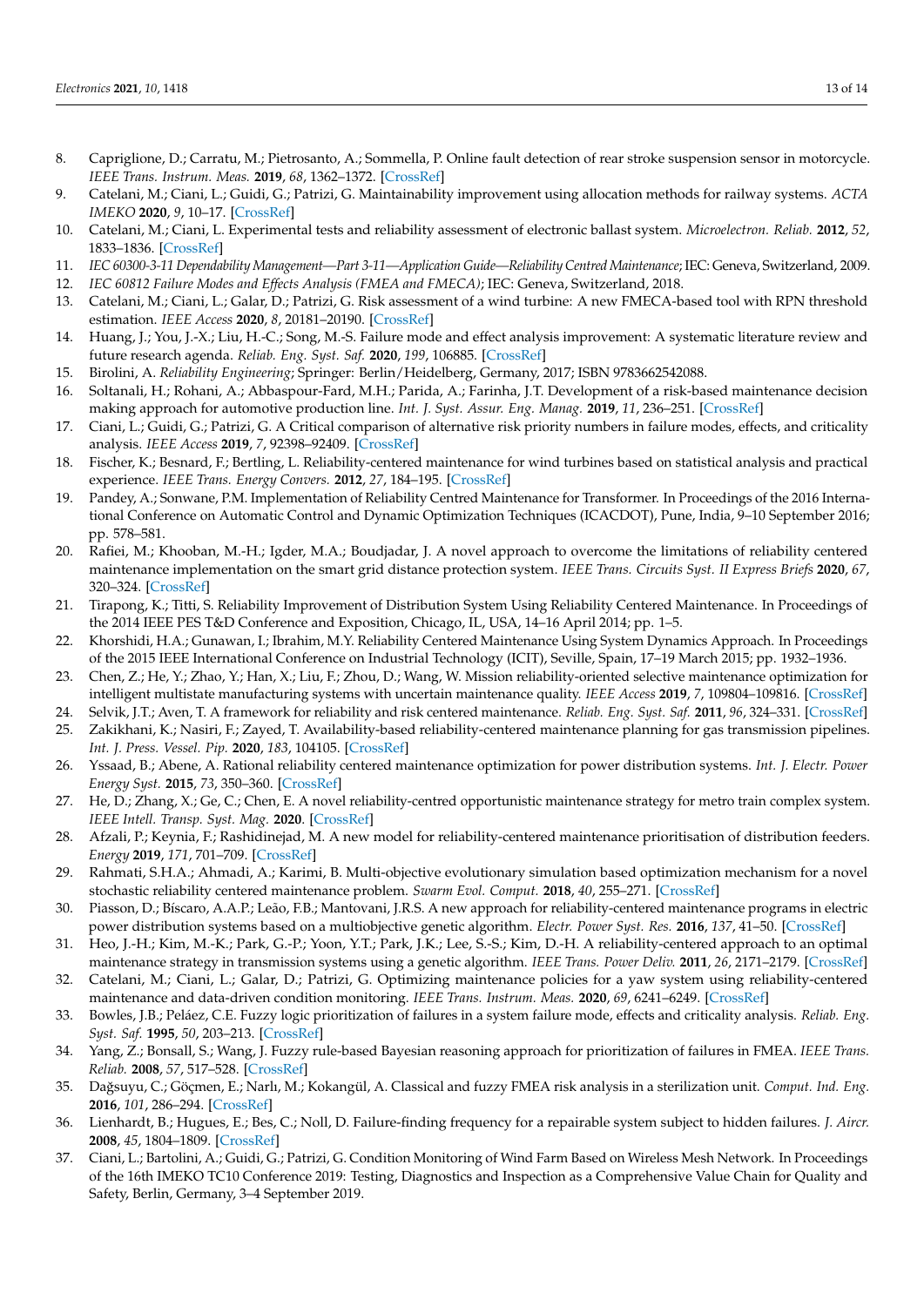8. Capriglione, D.; Carratu, M.; Pietrosanto, A.; Sommella, P. Online fault detection of rear stroke suspension sensor in motorcycle. *IEEE Trans. Instrum. Meas.* **2019**, *68*, 1362–1372. [CrossRef]
9. Catelani, M.; Ciani, L.; Guidi, G.; Patrizi, G. Maintainability improvement using allocation methods for railway systems. *ACTA IMEKO* **2020**, *9*, 10–17. [CrossRef]
10. Catelani, M.; Ciani, L. Experimental tests and reliability assessment of electronic ballast system. *Microelectron. Reliab.* **2012**, *52*, 1833–1836. [CrossRef]
11. *IEC 60300-3-11 Dependability Management—Part 3-11—Application Guide—Reliability Centred Maintenance*; IEC: Geneva, Switzerland, 2009.
12. *IEC 60812 Failure Modes and Effects Analysis (FMEA and FMECA)*; IEC: Geneva, Switzerland, 2018.
13. Catelani, M.; Ciani, L.; Galar, D.; Patrizi, G. Risk assessment of a wind turbine: A new FMECA-based tool with RPN threshold estimation. *IEEE Access* **2020**, *8*, 20181–20190. [CrossRef]
14. Huang, J.; You, J.-X.; Liu, H.-C.; Song, M.-S. Failure mode and effect analysis improvement: A systematic literature review and future research agenda. *Reliab. Eng. Syst. Saf.* **2020**, *199*, 106885. [CrossRef]
15. Birolini, A. *Reliability Engineering*; Springer: Berlin/Heidelberg, Germany, 2017; ISBN 9783662542088.
16. Soltanali, H.; Rohani, A.; Abbaspour-Fard, M.H.; Parida, A.; Farinha, J.T. Development of a risk-based maintenance decision making approach for automotive production line. *Int. J. Syst. Assur. Eng. Manag.* **2019**, *11*, 236–251. [CrossRef]
17. Ciani, L.; Guidi, G.; Patrizi, G. A Critical comparison of alternative risk priority numbers in failure modes, effects, and criticality analysis. *IEEE Access* **2019**, *7*, 92398–92409. [CrossRef]
18. Fischer, K.; Besnard, F.; Bertling, L. Reliability-centered maintenance for wind turbines based on statistical analysis and practical experience. *IEEE Trans. Energy Convers.* **2012**, *27*, 184–195. [CrossRef]
19. Pandey, A.; Sonwane, P.M. Implementation of Reliability Centred Maintenance for Transformer. In Proceedings of the 2016 International Conference on Automatic Control and Dynamic Optimization Techniques (ICACDOT), Pune, India, 9–10 September 2016; pp. 578–581.
20. Rafiei, M.; Khooban, M.-H.; Igder, M.A.; Boudjadar, J. A novel approach to overcome the limitations of reliability centered maintenance implementation on the smart grid distance protection system. *IEEE Trans. Circuits Syst. II Express Briefs* **2020**, *67*, 320–324. [CrossRef]
21. Tirapong, K.; Titti, S. Reliability Improvement of Distribution System Using Reliability Centered Maintenance. In Proceedings of the 2014 IEEE PES T&D Conference and Exposition, Chicago, IL, USA, 14–16 April 2014; pp. 1–5.
22. Khorshidi, H.A.; Gunawan, I.; Ibrahim, M.Y. Reliability Centered Maintenance Using System Dynamics Approach. In Proceedings of the 2015 IEEE International Conference on Industrial Technology (ICIT), Seville, Spain, 17–19 March 2015; pp. 1932–1936.
23. Chen, Z.; He, Y.; Zhao, Y.; Han, X.; Liu, F.; Zhou, D.; Wang, W. Mission reliability-oriented selective maintenance optimization for intelligent multistate manufacturing systems with uncertain maintenance quality. *IEEE Access* **2019**, *7*, 109804–109816. [CrossRef]
24. Selvik, J.T.; Aven, T. A framework for reliability and risk centered maintenance. *Reliab. Eng. Syst. Saf.* **2011**, *96*, 324–331. [CrossRef]
25. Zakikhani, K.; Nasiri, F.; Zayed, T. Availability-based reliability-centered maintenance planning for gas transmission pipelines. *Int. J. Press. Vessel. Pip.* **2020**, *183*, 104105. [CrossRef]
26. Yssaad, B.; Abene, A. Rational reliability centered maintenance optimization for power distribution systems. *Int. J. Electr. Power Energy Syst.* **2015**, *73*, 350–360. [CrossRef]
27. He, D.; Zhang, X.; Ge, C.; Chen, E. A novel reliability-centred opportunistic maintenance strategy for metro train complex system. *IEEE Intell. Transp. Syst. Mag.* **2020**. [CrossRef]
28. Afzali, P.; Keynia, F.; Rashidinejad, M. A new model for reliability-centered maintenance prioritisation of distribution feeders. *Energy* **2019**, *171*, 701–709. [CrossRef]
29. Rahmati, S.H.A.; Ahmadi, A.; Karimi, B. Multi-objective evolutionary simulation based optimization mechanism for a novel stochastic reliability centered maintenance problem. *Swarm Evol. Comput.* **2018**, *40*, 255–271. [CrossRef]
30. Piasson, D.; Bíscaro, A.A.P.; Leão, F.B.; Mantovani, J.R.S. A new approach for reliability-centered maintenance programs in electric power distribution systems based on a multiobjective genetic algorithm. *Electr. Power Syst. Res.* **2016**, *137*, 41–50. [CrossRef]
31. Heo, J.-H.; Kim, M.-K.; Park, G.-P.; Yoon, Y.T.; Park, J.K.; Lee, S.-S.; Kim, D.-H. A reliability-centered approach to an optimal maintenance strategy in transmission systems using a genetic algorithm. *IEEE Trans. Power Deliv.* **2011**, *26*, 2171–2179. [CrossRef]
32. Catelani, M.; Ciani, L.; Galar, D.; Patrizi, G. Optimizing maintenance policies for a yaw system using reliability-centered maintenance and data-driven condition monitoring. *IEEE Trans. Instrum. Meas.* **2020**, *69*, 6241–6249. [CrossRef]
33. Bowles, J.B.; Peláez, C.E. Fuzzy logic prioritization of failures in a system failure mode, effects and criticality analysis. *Reliab. Eng. Syst. Saf.* **1995**, *50*, 203–213. [CrossRef]
34. Yang, Z.; Bonsall, S.; Wang, J. Fuzzy rule-based Bayesian reasoning approach for prioritization of failures in FMEA. *IEEE Trans. Reliab.* **2008**, *57*, 517–528. [CrossRef]
35. Dağsuyu, C.; Göçmen, E.; Narlı, M.; Kokangül, A. Classical and fuzzy FMEA risk analysis in a sterilization unit. *Comput. Ind. Eng.* **2016**, *101*, 286–294. [CrossRef]
36. Lienhardt, B.; Hugues, E.; Bes, C.; Noll, D. Failure-finding frequency for a repairable system subject to hidden failures. *J. Aircr.* **2008**, *45*, 1804–1809. [CrossRef]
37. Ciani, L.; Bartolini, A.; Guidi, G.; Patrizi, G. Condition Monitoring of Wind Farm Based on Wireless Mesh Network. In Proceedings of the 16th IMEKO TC10 Conference 2019: Testing, Diagnostics and Inspection as a Comprehensive Value Chain for Quality and Safety, Berlin, Germany, 3–4 September 2019.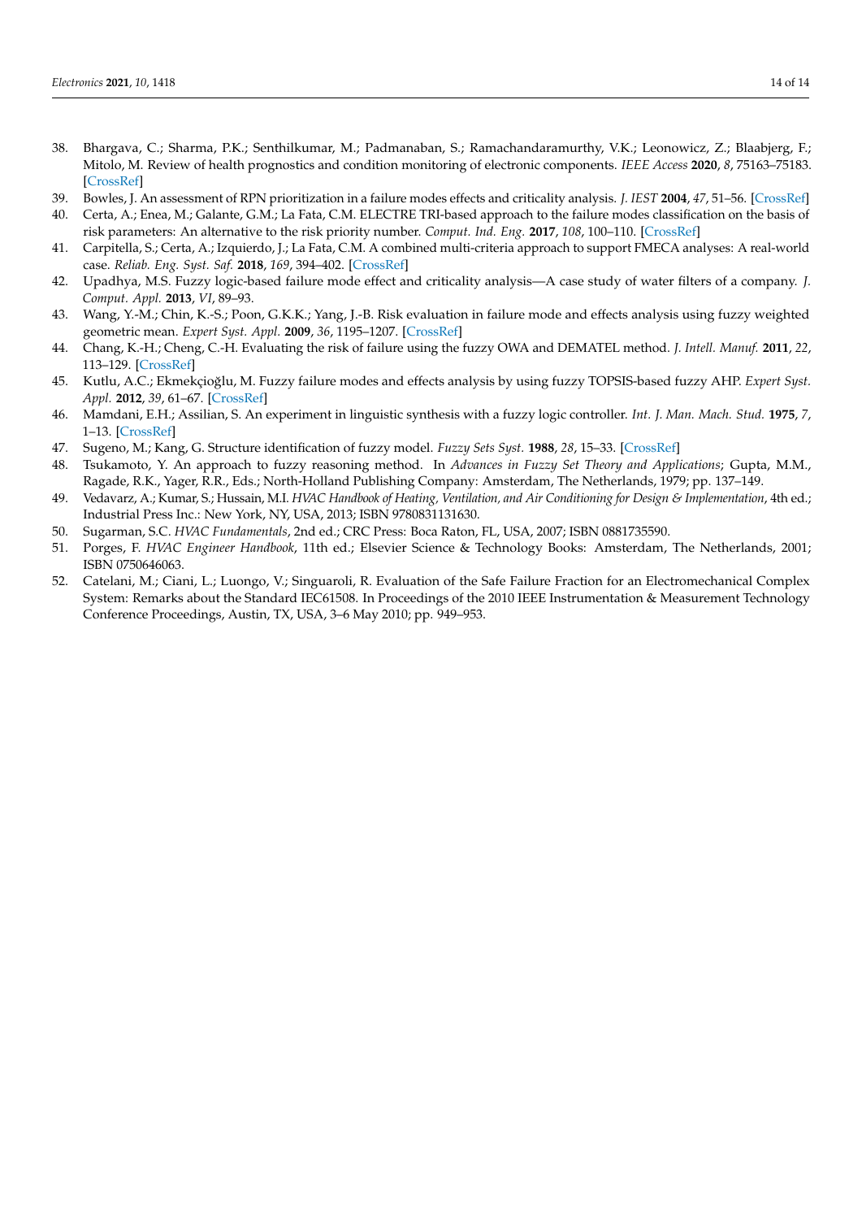38. Bhargava, C.; Sharma, P.K.; Senthilkumar, M.; Padmanaban, S.; Ramachandaramurthy, V.K.; Leonowicz, Z.; Blaabjerg, F.; Mitolo, M. Review of health prognostics and condition monitoring of electronic components. *IEEE Access* **2020**, *8*, 75163–75183. [CrossRef]
39. Bowles, J. An assessment of RPN prioritization in a failure modes effects and criticality analysis. *J. IEST* **2004**, *47*, 51–56. [CrossRef]
40. Certa, A.; Enea, M.; Galante, G.M.; La Fata, C.M. ELECTRE TRI-based approach to the failure modes classification on the basis of risk parameters: An alternative to the risk priority number. *Comput. Ind. Eng.* **2017**, *108*, 100–110. [CrossRef]
41. Carpitella, S.; Certa, A.; Izquierdo, J.; La Fata, C.M. A combined multi-criteria approach to support FMECA analyses: A real-world case. *Reliab. Eng. Syst. Saf.* **2018**, *169*, 394–402. [CrossRef]
42. Upadhya, M.S. Fuzzy logic-based failure mode effect and criticality analysis—A case study of water filters of a company. *J. Comput. Appl.* **2013**, *VI*, 89–93.
43. Wang, Y.-M.; Chin, K.-S.; Poon, G.K.K.; Yang, J.-B. Risk evaluation in failure mode and effects analysis using fuzzy weighted geometric mean. *Expert Syst. Appl.* **2009**, *36*, 1195–1207. [CrossRef]
44. Chang, K.-H.; Cheng, C.-H. Evaluating the risk of failure using the fuzzy OWA and DEMATEL method. *J. Intell. Manuf.* **2011**, *22*, 113–129. [CrossRef]
45. Kutlu, A.C.; Ekmekçioğlu, M. Fuzzy failure modes and effects analysis by using fuzzy TOPSIS-based fuzzy AHP. *Expert Syst. Appl.* **2012**, *39*, 61–67. [CrossRef]
46. Mamdani, E.H.; Assilian, S. An experiment in linguistic synthesis with a fuzzy logic controller. *Int. J. Man. Mach. Stud.* **1975**, *7*, 1–13. [CrossRef]
47. Sugeno, M.; Kang, G. Structure identification of fuzzy model. *Fuzzy Sets Syst.* **1988**, *28*, 15–33. [CrossRef]
48. Tsukamoto, Y. An approach to fuzzy reasoning method. In *Advances in Fuzzy Set Theory and Applications*; Gupta, M.M., Ragade, R.K., Yager, R.R., Eds.; North-Holland Publishing Company: Amsterdam, The Netherlands, 1979; pp. 137–149.
49. Vedavarz, A.; Kumar, S.; Hussain, M.I. *HVAC Handbook of Heating, Ventilation, and Air Conditioning for Design & Implementation*, 4th ed.; Industrial Press Inc.: New York, NY, USA, 2013; ISBN 9780831131630.
50. Sugarman, S.C. *HVAC Fundamentals*, 2nd ed.; CRC Press: Boca Raton, FL, USA, 2007; ISBN 0881735590.
51. Porges, F. *HVAC Engineer Handbook*, 11th ed.; Elsevier Science & Technology Books: Amsterdam, The Netherlands, 2001; ISBN 0750646063.
52. Catelani, M.; Ciani, L.; Luongo, V.; Singuaroli, R. Evaluation of the Safe Failure Fraction for an Electromechanical Complex System: Remarks about the Standard IEC61508. In Proceedings of the 2010 IEEE Instrumentation & Measurement Technology Conference Proceedings, Austin, TX, USA, 3–6 May 2010; pp. 949–953.